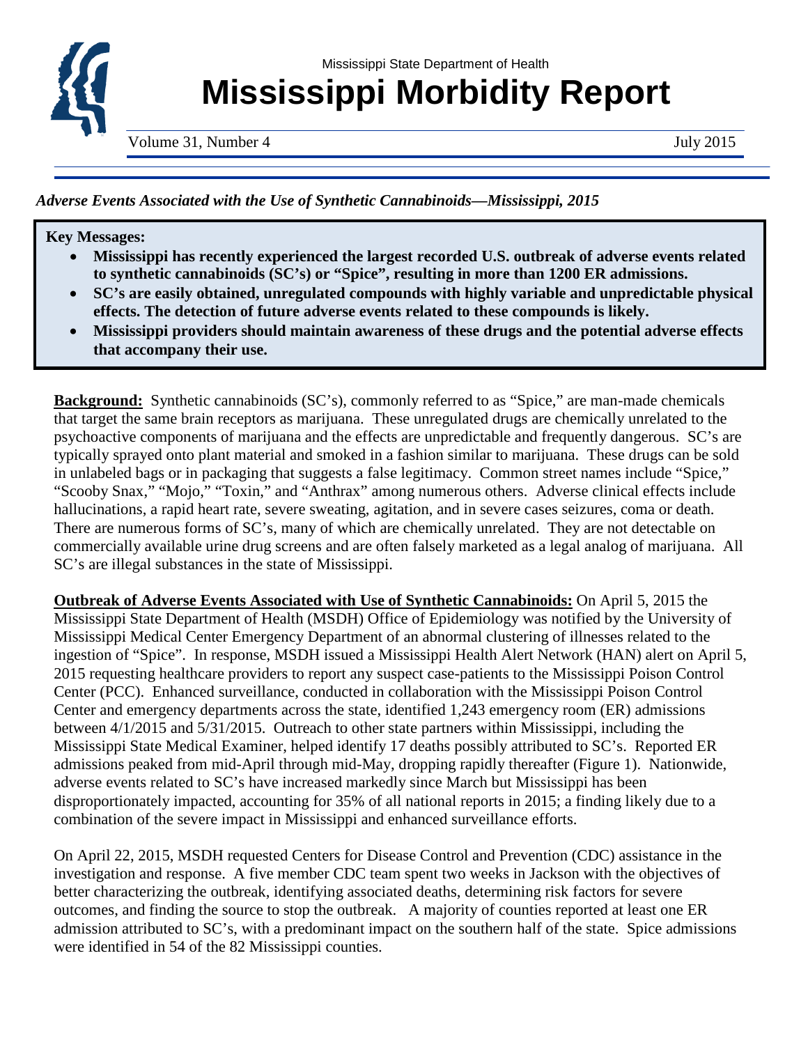Mississippi State Department of Health

# Mississippi Morbidity Report

Volume 31, Number 4 July 2015

## *Adverse Events Associated with the Use of Synthetic Cannabinoids—Mississippi, 2015*

**Key Messages:**

- **Mississippi has recently experienced the largest recorded U.S. outbreak of adverse events related to synthetic cannabinoids (SC's) or "Spice", resulting in more than 1200 ER admissions.**
- **SC's are easily obtained, unregulated compounds with highly variable and unpredictable physical effects. The detection of future adverse events related to these compounds is likely.**
- **Mississippi providers should maintain awareness of these drugs and the potential adverse effects that accompany their use.**

**Background:** Synthetic cannabinoids (SC's), commonly referred to as "Spice," are man-made chemicals that target the same brain receptors as marijuana. These unregulated drugs are chemically unrelated to the psychoactive components of marijuana and the effects are unpredictable and frequently dangerous. SC's are typically sprayed onto plant material and smoked in a fashion similar to marijuana. These drugs can be sold in unlabeled bags or in packaging that suggests a false legitimacy. Common street names include "Spice," "Scooby Snax," "Mojo," "Toxin," and "Anthrax" among numerous others. Adverse clinical effects include hallucinations, a rapid heart rate, severe sweating, agitation, and in severe cases seizures, coma or death. There are numerous forms of SC's, many of which are chemically unrelated. They are not detectable on commercially available urine drug screens and are often falsely marketed as a legal analog of marijuana. All SC's are illegal substances in the state of Mississippi.

**Outbreak of Adverse Events Associated with Use of Synthetic Cannabinoids:** On April 5, 2015 the Mississippi State Department of Health (MSDH) Office of Epidemiology was notified by the University of Mississippi Medical Center Emergency Department of an abnormal clustering of illnesses related to the ingestion of "Spice". In response, MSDH issued a Mississippi Health Alert Network (HAN) alert on April 5, 2015 requesting healthcare providers to report any suspect case-patients to the Mississippi Poison Control Center (PCC). Enhanced surveillance, conducted in collaboration with the Mississippi Poison Control Center and emergency departments across the state, identified 1,243 emergency room (ER) admissions between 4/1/2015 and 5/31/2015. Outreach to other state partners within Mississippi, including the Mississippi State Medical Examiner, helped identify 17 deaths possibly attributed to SC's. Reported ER admissions peaked from mid-April through mid-May, dropping rapidly thereafter (Figure 1). Nationwide, adverse events related to SC's have increased markedly since March but Mississippi has been disproportionately impacted, accounting for 35% of all national reports in 2015; a finding likely due to a combination of the severe impact in Mississippi and enhanced surveillance efforts.

On April 22, 2015, MSDH requested Centers for Disease Control and Prevention (CDC) assistance in the investigation and response. A five member CDC team spent two weeks in Jackson with the objectives of better characterizing the outbreak, identifying associated deaths, determining risk factors for severe outcomes, and finding the source to stop the outbreak. A majority of counties reported at least one ER admission attributed to SC's, with a predominant impact on the southern half of the state. Spice admissions were identified in 54 of the 82 Mississippi counties.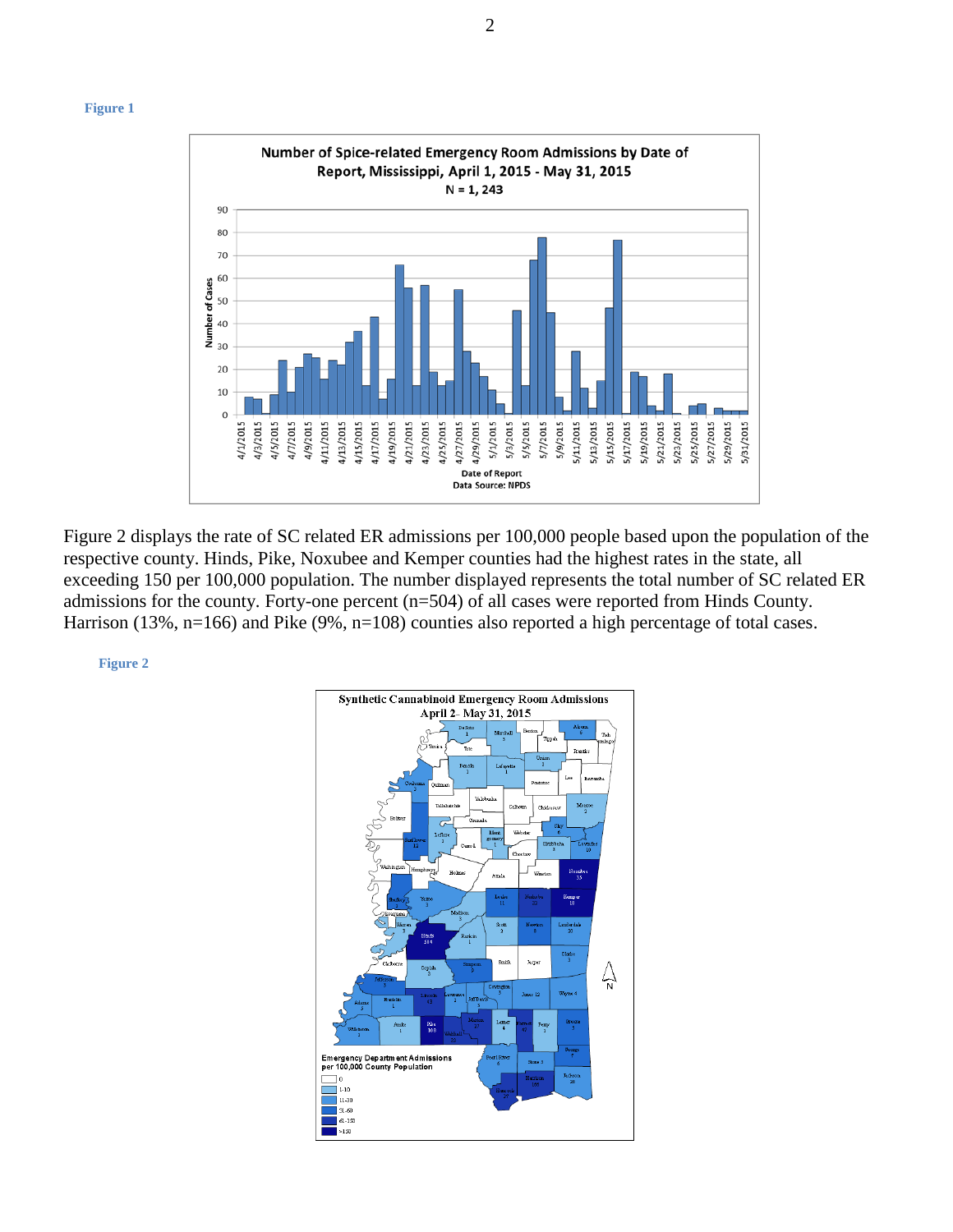**Figure 1**

Number of Spice-related Emergency Room Admissions by Date of Report, Mississippi, April 1, 2015 - May 31, 2015

N = 1, 243

Number of Cases

0
10
20
30
40
50
60
70
80
90

4/1/2015 4/3/2015 4/5/2015 4/7/2015 4/9/2015 4/11/2015 4/13/2015 4/15/2015 4/17/2015 4/19/2015 4/21/2015 4/23/2015 4/25/2015 4/27/2015 4/29/2015 5/1/2015 5/3/2015 5/5/2015 5/7/2015 5/9/2015 5/11/2015 5/13/2015 5/15/2015 5/17/2015 5/19/2015 5/21/2015 5/23/2015 5/25/2015 5/27/2015 5/29/2015 5/31/2015

Date of Report

Data Source: NPDS

Figure 2 displays the rate of SC related ER admissions per 100,000 people based upon the population of the respective county. Hinds, Pike, Noxubee and Kemper counties had the highest rates in the state, all exceeding 150 per 100,000 population. The number displayed represents the total number of SC related ER admissions for the county. Forty-one percent (n=504) of all cases were reported from Hinds County. Harrison (13%, n=166) and Pike (9%, n=108) counties also reported a high percentage of total cases.

**Figure 2**

Synthetic Cannabinoid Emergency Room Admissions
April 2- May 31, 2015

Emergency Department Admissions per 100,000 County Population

0
1-10
11-30
31-60
61-150
>150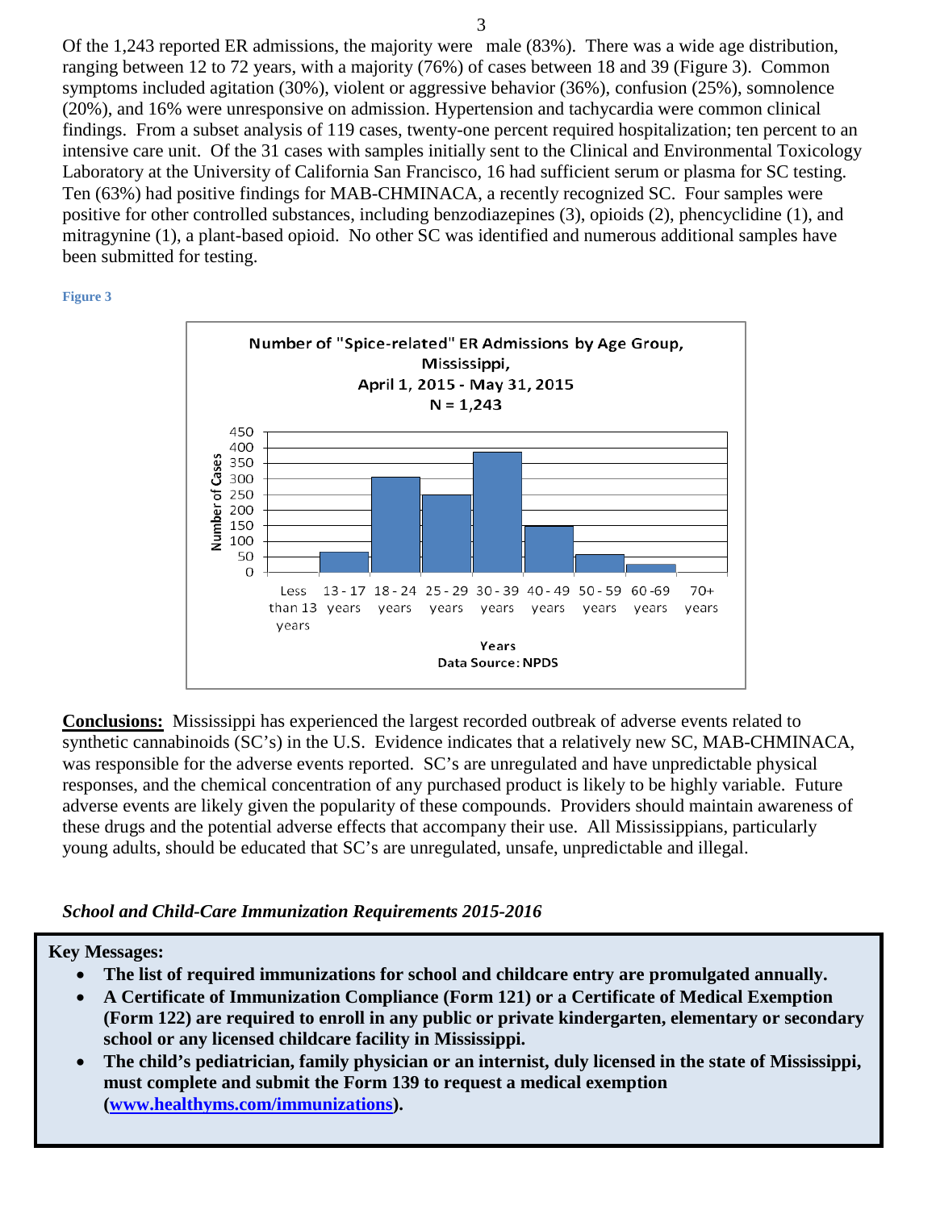Of the 1,243 reported ER admissions, the majority were male (83%). There was a wide age distribution, ranging between 12 to 72 years, with a majority (76%) of cases between 18 and 39 (Figure 3). Common symptoms included agitation (30%), violent or aggressive behavior (36%), confusion (25%), somnolence (20%), and 16% were unresponsive on admission. Hypertension and tachycardia were common clinical findings. From a subset analysis of 119 cases, twenty-one percent required hospitalization; ten percent to an intensive care unit. Of the 31 cases with samples initially sent to the Clinical and Environmental Toxicology Laboratory at the University of California San Francisco, 16 had sufficient serum or plasma for SC testing. Ten (63%) had positive findings for MAB-CHMINACA, a recently recognized SC. Four samples were positive for other controlled substances, including benzodiazepines (3), opioids (2), phencyclidine (1), and mitragynine (1), a plant-based opioid. No other SC was identified and numerous additional samples have been submitted for testing.

**Figure 3**

Number of "Spice-related" ER Admissions by Age Group, Mississippi, April 1, 2015 - May 31, 2015

N = 1,243

Number of Cases

0
50
100
150
200
250
300
350
400
450

Less than 13 years
13 - 17 years
18 - 24 years
25 - 29 years
30 - 39 years
40 - 49 years
50 - 59 years
60 -69 years
70+ years

Years

Data Source: NPDS

**Conclusions:** Mississippi has experienced the largest recorded outbreak of adverse events related to synthetic cannabinoids (SC's) in the U.S. Evidence indicates that a relatively new SC, MAB-CHMINACA, was responsible for the adverse events reported. SC's are unregulated and have unpredictable physical responses, and the chemical concentration of any purchased product is likely to be highly variable. Future adverse events are likely given the popularity of these compounds. Providers should maintain awareness of these drugs and the potential adverse effects that accompany their use. All Mississippians, particularly young adults, should be educated that SC's are unregulated, unsafe, unpredictable and illegal.

### *School and Child-Care Immunization Requirements 2015-2016*

**Key Messages:**

- **The list of required immunizations for school and childcare entry are promulgated annually.**
- **A Certificate of Immunization Compliance (Form 121) or a Certificate of Medical Exemption (Form 122) are required to enroll in any public or private kindergarten, elementary or secondary school or any licensed childcare facility in Mississippi.**
- **The child's pediatrician, family physician or an internist, duly licensed in the state of Mississippi, must complete and submit the Form 139 to request a medical exemption (www.healthyms.com/immunizations).**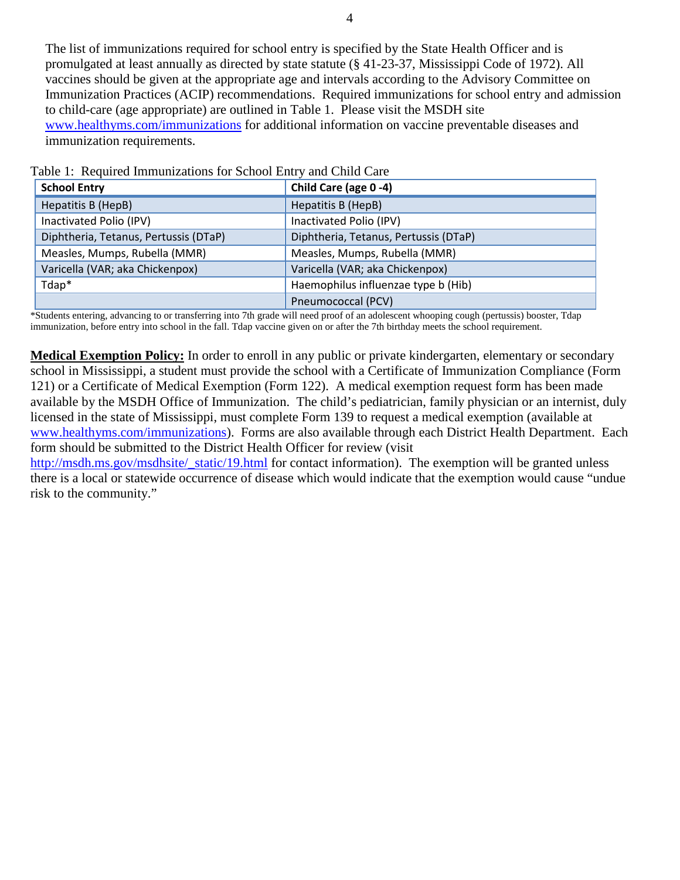The list of immunizations required for school entry is specified by the State Health Officer and is promulgated at least annually as directed by state statute (§ 41-23-37, Mississippi Code of 1972). All vaccines should be given at the appropriate age and intervals according to the Advisory Committee on Immunization Practices (ACIP) recommendations. Required immunizations for school entry and admission to child-care (age appropriate) are outlined in Table 1. Please visit the MSDH site www.healthyms.com/immunizations for additional information on vaccine preventable diseases and immunization requirements.

Table 1: Required Immunizations for School Entry and Child Care

| School Entry | Child Care (age 0 -4) |
|---|---|
| Hepatitis B (HepB) | Hepatitis B (HepB) |
| Inactivated Polio (IPV) | Inactivated Polio (IPV) |
| Diphtheria, Tetanus, Pertussis (DTaP) | Diphtheria, Tetanus, Pertussis (DTaP) |
| Measles, Mumps, Rubella (MMR) | Measles, Mumps, Rubella (MMR) |
| Varicella (VAR; aka Chickenpox) | Varicella (VAR; aka Chickenpox) |
| Tdap* | Haemophilus influenzae type b (Hib) |
| | Pneumococcal (PCV) |

*Students entering, advancing to or transferring into 7th grade will need proof of an adolescent whooping cough (pertussis) booster, Tdap immunization, before entry into school in the fall. Tdap vaccine given on or after the 7th birthday meets the school requirement.

**Medical Exemption Policy:** In order to enroll in any public or private kindergarten, elementary or secondary school in Mississippi, a student must provide the school with a Certificate of Immunization Compliance (Form 121) or a Certificate of Medical Exemption (Form 122). A medical exemption request form has been made available by the MSDH Office of Immunization. The child's pediatrician, family physician or an internist, duly licensed in the state of Mississippi, must complete Form 139 to request a medical exemption (available at www.healthyms.com/immunizations). Forms are also available through each District Health Department. Each form should be submitted to the District Health Officer for review (visit http://msdh.ms.gov/msdhsite/_static/19.html for contact information). The exemption will be granted unless there is a local or statewide occurrence of disease which would indicate that the exemption would cause "undue risk to the community."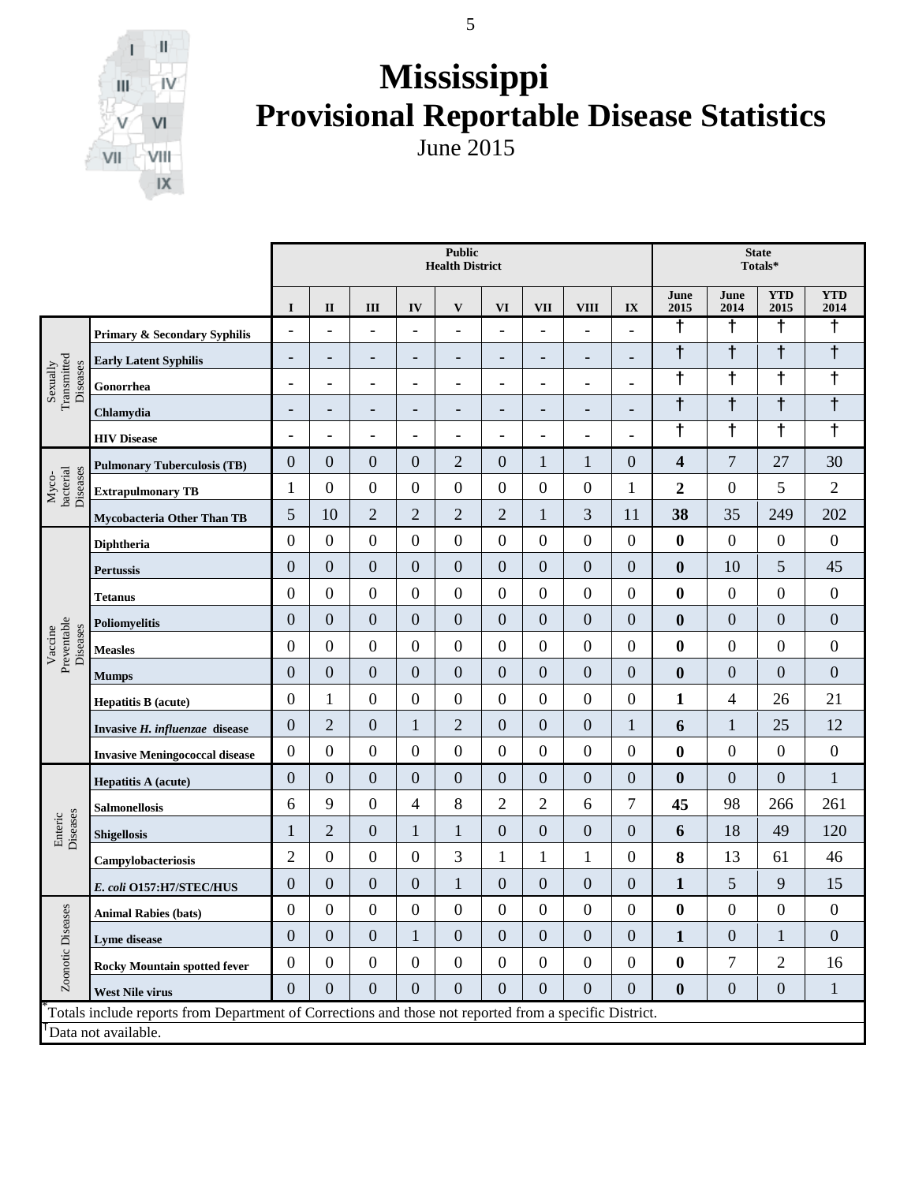# Mississippi
# Provisional Reportable Disease Statistics

June 2015

| | | Public Health District | | | | | | | | | State Totals* | | | |
|---|---|---|---|---|---|---|---|---|---|---|---|---|---|---|
| | | I | II | III | IV | V | VI | VII | VIII | IX | June 2015 | June 2014 | YTD 2015 | YTD 2014 |
| Sexually Transmitted Diseases | Primary & Secondary Syphilis | - | - | - | - | - | - | - | - | - | † | † | † | † |
| | Early Latent Syphilis | - | - | - | - | - | - | - | - | - | † | † | † | † |
| | Gonorrhea | - | - | - | - | - | - | - | - | - | † | † | † | † |
| | Chlamydia | - | - | - | - | - | - | - | - | - | † | † | † | † |
| | HIV Disease | - | - | - | - | - | - | - | - | - | † | † | † | † |
| Myco-bacterial Diseases | Pulmonary Tuberculosis (TB) | 0 | 0 | 0 | 0 | 2 | 0 | 1 | 1 | 0 | **4** | 7 | 27 | 30 |
| | Extrapulmonary TB | 1 | 0 | 0 | 0 | 0 | 0 | 0 | 0 | 1 | **2** | 0 | 5 | 2 |
| | Mycobacteria Other Than TB | 5 | 10 | 2 | 2 | 2 | 2 | 1 | 3 | 11 | **38** | 35 | 249 | 202 |
| Vaccine Preventable Diseases | Diphtheria | 0 | 0 | 0 | 0 | 0 | 0 | 0 | 0 | 0 | **0** | 0 | 0 | 0 |
| | Pertussis | 0 | 0 | 0 | 0 | 0 | 0 | 0 | 0 | 0 | **0** | 10 | 5 | 45 |
| | Tetanus | 0 | 0 | 0 | 0 | 0 | 0 | 0 | 0 | 0 | **0** | 0 | 0 | 0 |
| | Poliomyelitis | 0 | 0 | 0 | 0 | 0 | 0 | 0 | 0 | 0 | **0** | 0 | 0 | 0 |
| | Measles | 0 | 0 | 0 | 0 | 0 | 0 | 0 | 0 | 0 | **0** | 0 | 0 | 0 |
| | Mumps | 0 | 0 | 0 | 0 | 0 | 0 | 0 | 0 | 0 | **0** | 0 | 0 | 0 |
| | Hepatitis B (acute) | 0 | 1 | 0 | 0 | 0 | 0 | 0 | 0 | 0 | **1** | 4 | 26 | 21 |
| | Invasive *H. influenzae* disease | 0 | 2 | 0 | 1 | 2 | 0 | 0 | 0 | 1 | **6** | 1 | 25 | 12 |
| | Invasive Meningococcal disease | 0 | 0 | 0 | 0 | 0 | 0 | 0 | 0 | 0 | **0** | 0 | 0 | 0 |
| Enteric Diseases | Hepatitis A (acute) | 0 | 0 | 0 | 0 | 0 | 0 | 0 | 0 | 0 | **0** | 0 | 0 | 1 |
| | Salmonellosis | 6 | 9 | 0 | 4 | 8 | 2 | 2 | 6 | 7 | **45** | 98 | 266 | 261 |
| | Shigellosis | 1 | 2 | 0 | 1 | 1 | 0 | 0 | 0 | 0 | **6** | 18 | 49 | 120 |
| | Campylobacteriosis | 2 | 0 | 0 | 0 | 3 | 1 | 1 | 1 | 0 | **8** | 13 | 61 | 46 |
| | *E. coli* O157:H7/STEC/HUS | 0 | 0 | 0 | 0 | 1 | 0 | 0 | 0 | 0 | **1** | 5 | 9 | 15 |
| Zoonotic Diseases | Animal Rabies (bats) | 0 | 0 | 0 | 0 | 0 | 0 | 0 | 0 | 0 | **0** | 0 | 0 | 0 |
| | Lyme disease | 0 | 0 | 0 | 1 | 0 | 0 | 0 | 0 | 0 | **1** | 0 | 1 | 0 |
| | Rocky Mountain spotted fever | 0 | 0 | 0 | 0 | 0 | 0 | 0 | 0 | 0 | **0** | 7 | 2 | 16 |
| | West Nile virus | 0 | 0 | 0 | 0 | 0 | 0 | 0 | 0 | 0 | **0** | 0 | 0 | 1 |

*Totals include reports from Department of Corrections and those not reported from a specific District.

†Data not available.